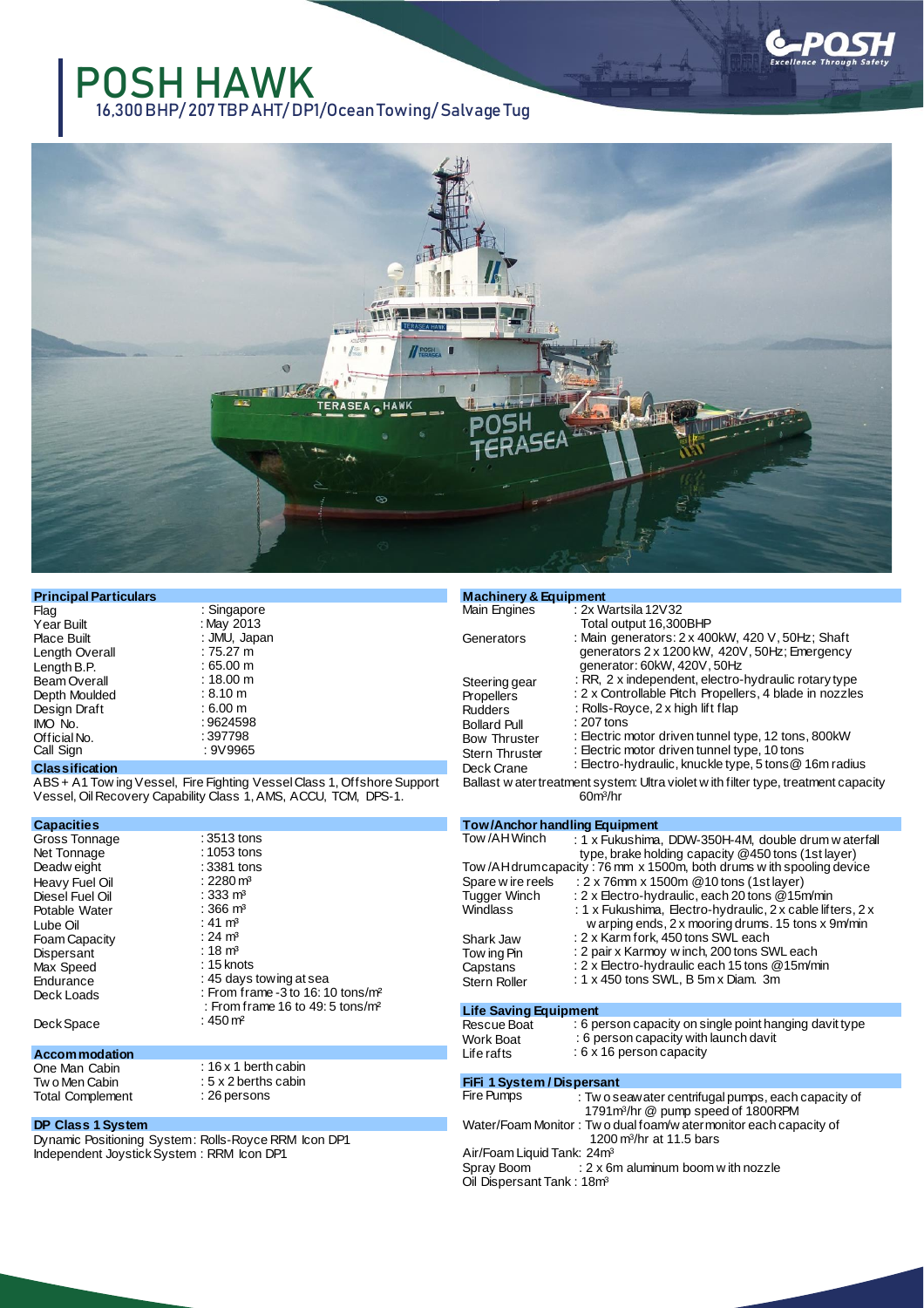# POSH HAWK

16,300 BHP/ 207 TBP AHT/ DP1/ Ocean Towing/ Salvage Tug

## Principal Particulars

| | |
|---|---|
| Flag | : Singapore |
| Year Built | : May 2013 |
| Place Built | : JMU, Japan |
| Length Overall | : 75.27 m |
| Length B.P. | : 65.00 m |
| Beam Overall | : 18.00 m |
| Depth Moulded | : 8.10 m |
| Design Draft | : 6.00 m |
| IMO No. | : 9624598 |
| Official No. | : 397798 |
| Call Sign | : 9V9965 |

## Classification

ABS + A1 Towing Vessel, Fire Fighting Vessel Class 1, Offshore Support Vessel, Oil Recovery Capability Class 1, AMS, ACCU, TCM, DPS-1.

## Capacities

| | |
|---|---|
| Gross Tonnage | : 3513 tons |
| Net Tonnage | : 1053 tons |
| Deadweight | : 3381 tons |
| Heavy Fuel Oil | : 2280 m³ |
| Diesel Fuel Oil | : 333 m³ |
| Potable Water | : 366 m³ |
| Lube Oil | : 41 m³ |
| Foam Capacity | : 24 m³ |
| Dispersant | : 18 m³ |
| Max Speed | : 15 knots |
| Endurance | : 45 days towing at sea |
| Deck Loads | : From frame -3 to 16: 10 tons/m² |
| | : From frame 16 to 49: 5 tons/m² |
| Deck Space | : 450 m² |

## Accommodation

| | |
|---|---|
| One Man Cabin | : 16 x 1 berth cabin |
| Two Men Cabin | : 5 x 2 berths cabin |
| Total Complement | : 26 persons |

## DP Class 1 System

Dynamic Positioning System: Rolls-Royce RRM Icon DP1
Independent Joystick System : RRM Icon DP1

## Machinery & Equipment

| | |
|---|---|
| Main Engines | : 2x Wartsila 12V32 Total output 16,300BHP |
| Generators | : Main generators: 2 x 400kW, 420 V, 50Hz; Shaft generators 2 x 1200 kW, 420V, 50Hz; Emergency generator: 60kW, 420V, 50Hz |
| Steering gear | : RR, 2 x independent, electro-hydraulic rotary type |
| Propellers | : 2 x Controllable Pitch Propellers, 4 blade in nozzles |
| Rudders | : Rolls-Royce, 2 x high lift flap |
| Bollard Pull | : 207 tons |
| Bow Thruster | : Electric motor driven tunnel type, 12 tons, 800kW |
| Stern Thruster | : Electric motor driven tunnel type, 10 tons |
| Deck Crane | : Electro-hydraulic, knuckle type, 5 tons @ 16m radius |

Ballast water treatment system: Ultra violet with filter type, treatment capacity 60m³/hr

## Tow/Anchor handling Equipment

| | |
|---|---|
| Tow/AH Winch | : 1 x Fukushima, DDW-350H-4M, double drum waterfall type, brake holding capacity @450 tons (1st layer) |

Tow/AH drum capacity : 76 mm x 1500m, both drums with spooling device

| | |
|---|---|
| Spare wire reels | : 2 x 76mm x 1500m @10 tons (1st layer) |
| Tugger Winch | : 2 x Electro-hydraulic, each 20 tons @15m/min |
| Windlass | : 1 x Fukushima, Electro-hydraulic, 2 x cable lifters, 2 x warping ends, 2 x mooring drums. 15 tons x 9m/min |
| Shark Jaw | : 2 x Karm fork, 450 tons SWL each |
| Towing Pin | : 2 pair x Karmoy winch, 200 tons SWL each |
| Capstans | : 2 x Electro-hydraulic each 15 tons @15m/min |
| Stern Roller | : 1 x 450 tons SWL, B 5m x Diam. 3m |

## Life Saving Equipment

| | |
|---|---|
| Rescue Boat | : 6 person capacity on single point hanging davit type |
| Work Boat | : 6 person capacity with launch davit |
| Life rafts | : 6 x 16 person capacity |

## FiFi 1 System / Dispersant

Fire Pumps : Two seawater centrifugal pumps, each capacity of 1791m³/hr @ pump speed of 1800RPM

Water/Foam Monitor : Two dual foam/water monitor each capacity of 1200 m³/hr at 11.5 bars

Air/Foam Liquid Tank: 24m³

Spray Boom : 2 x 6m aluminum boom with nozzle

Oil Dispersant Tank : 18m³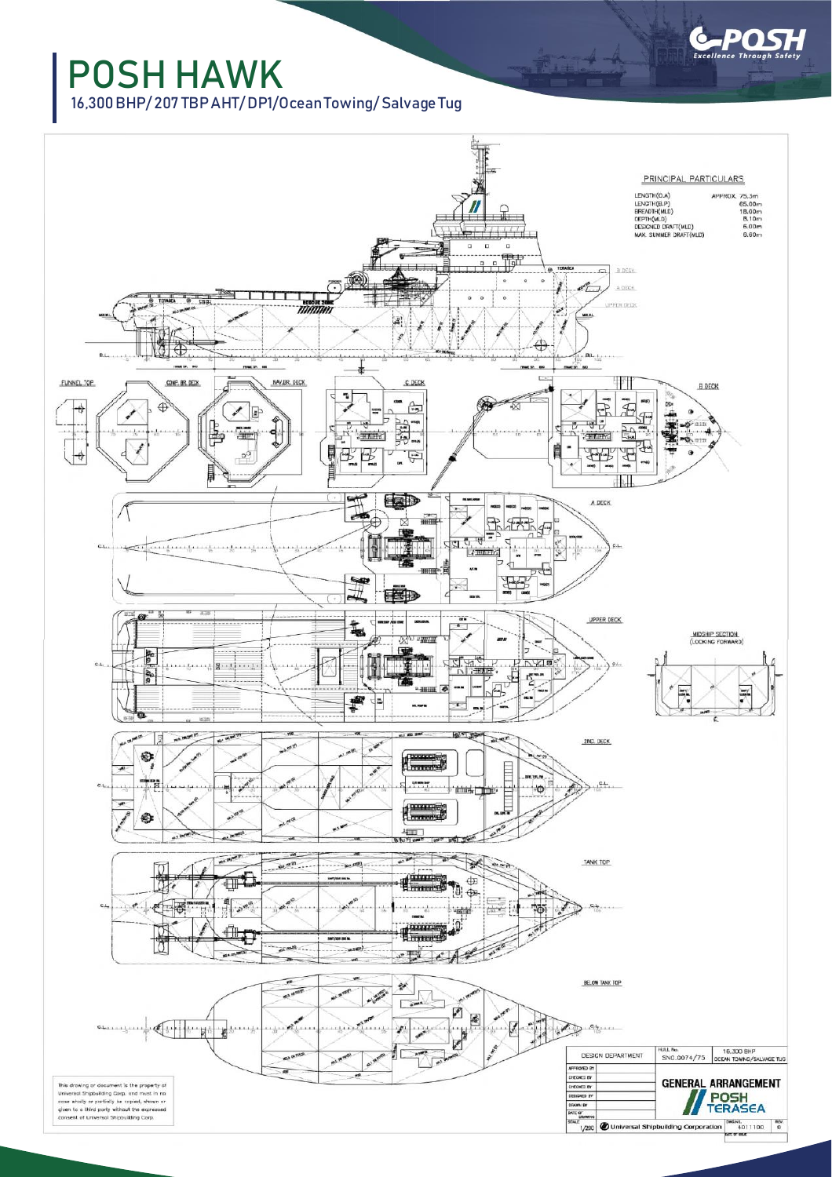# POSH HAWK

16,300 BHP/ 207 TBP AHT/ DP1/ Ocean Towing/ Salvage Tug

PRINCIPAL PARTICULARS

| | |
|---|---|
| LENGTH(O.A) | APPROX. 75.3m |
| LENGTH(B.P) | 65.00m |
| BREADTH(MLD) | 18.00m |
| DEPTH(MLD) | 8.10m |
| DESIGNED DRAFT(MLD) | 6.00m |
| MAX. SUMMER DRAFT(MLD) | 6.60m |

B DECK

A DECK

UPPER DECK

FUNNEL TOP

COMP. BR. DECK

NAV.BR. DECK

C DECK

B DECK

A DECK

UPPER DECK

MIDSHIP SECTION (LOOKING FORWARD)

2ND. DECK

TANK TOP

BELOW TANK TOP

| | | | |
|---|---|---|---|
| DESIGN DEPARTMENT | HULL No. SNO.0074/75 | 16,300 BHP OCEAN TOWING/SALVAGE TUG | |
| APPROVED BY | GENERAL ARRANGEMENT | | |
| CHECKED BY | | | |
| CHECKED BY | POSH TERASEA | | |
| DESIGNED BY | | | |
| DRAWN BY | | | |
| DATE OF DRAWING | | | |
| SCALE 1/200 | Universal Shipbuilding Corporation | DWG.NO. 4011100 | REV. 0 |

This drawing or document is the property of Universal Shipbuilding Corp. and must in no case wholly or partially be copied, shown or given to a third party without the expressed consent of Universal Shipbuilding Corp.